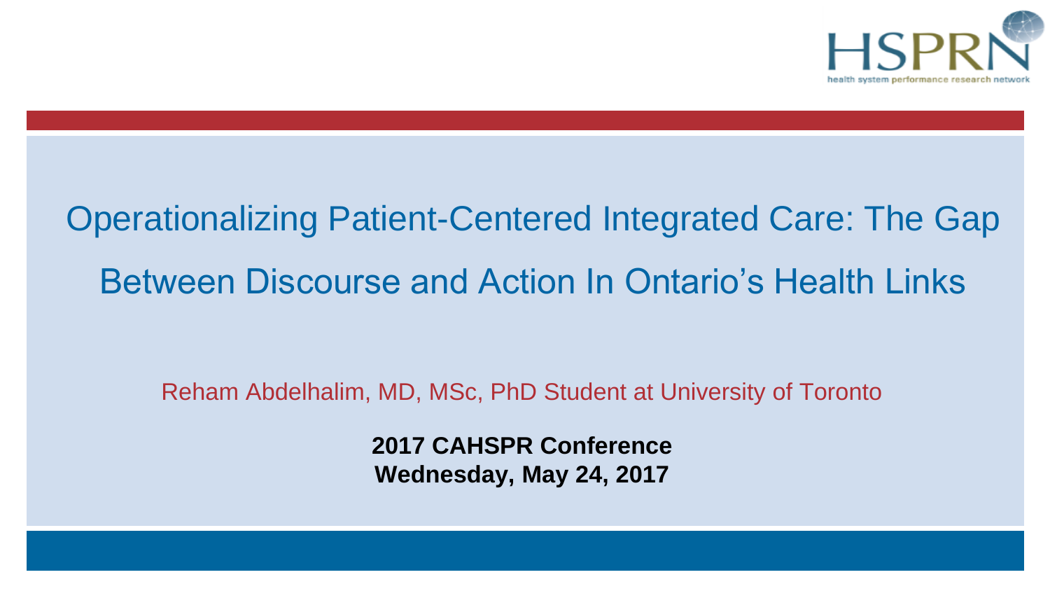# Operationalizing Patient-Centered Integrated Care: The Gap Between Discourse and Action In Ontario's Health Links

Reham Abdelhalim, MD, MSc, PhD Student at University of Toronto

**2017 CAHSPR Conference**
**Wednesday, May 24, 2017**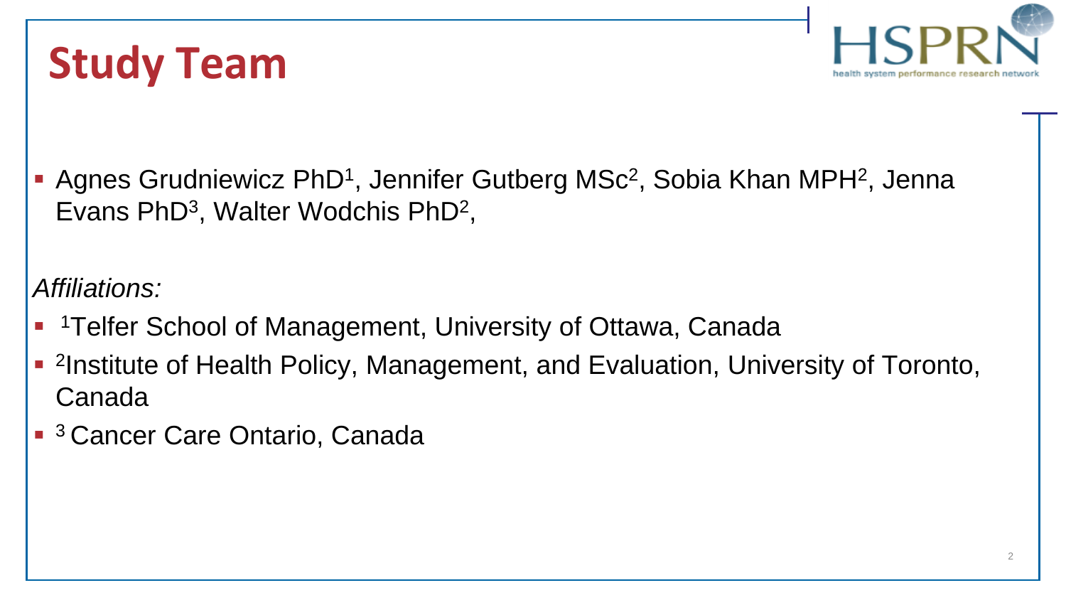# Study Team

- Agnes Grudniewicz PhD[1], Jennifer Gutberg MSc[2], Sobia Khan MPH[2], Jenna Evans PhD[3], Walter Wodchis PhD[2],

*Affiliations:*

- [1]Telfer School of Management, University of Ottawa, Canada
- [2]Institute of Health Policy, Management, and Evaluation, University of Toronto, Canada
- [3] Cancer Care Ontario, Canada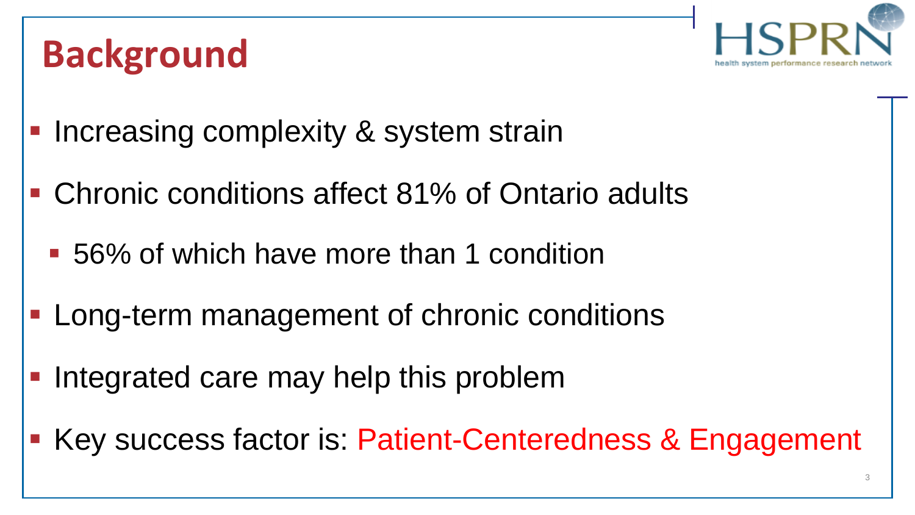# Background

- Increasing complexity & system strain
- Chronic conditions affect 81% of Ontario adults
  - 56% of which have more than 1 condition
- Long-term management of chronic conditions
- Integrated care may help this problem
- Key success factor is: Patient-Centeredness & Engagement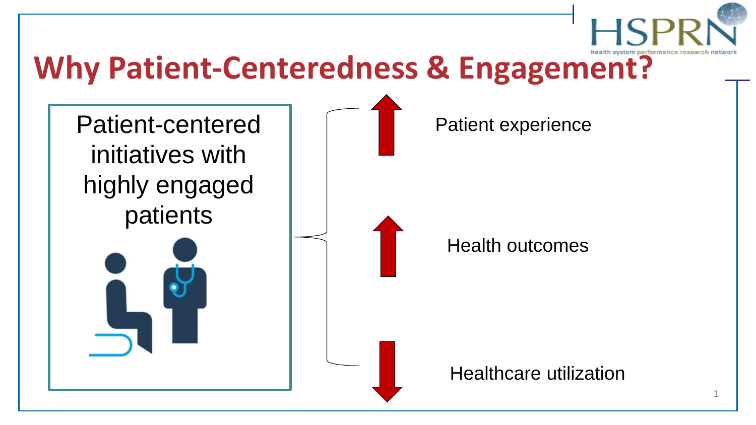# Why Patient-Centeredness & Engagement?

Patient-centered initiatives with highly engaged patients

- ↑ Patient experience
- ↑ Health outcomes
- ↓ Healthcare utilization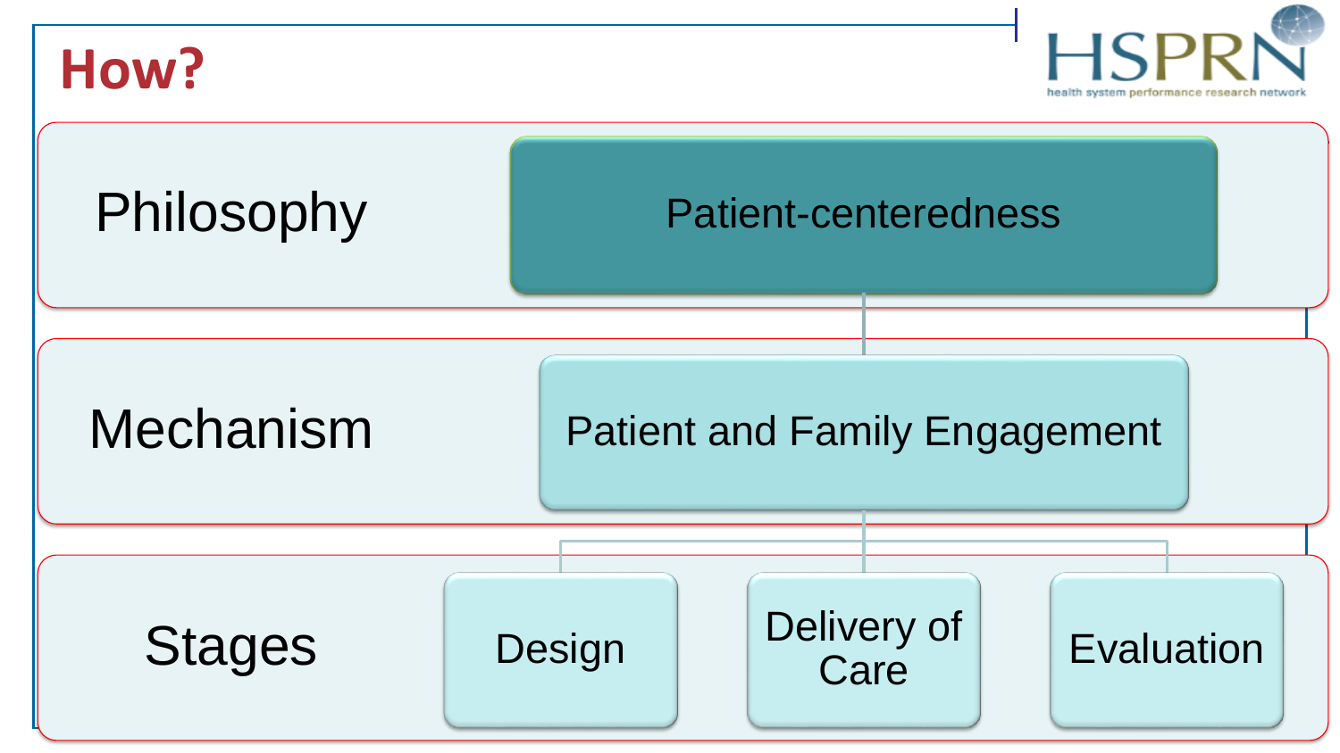# How?

Philosophy

Patient-centeredness

Mechanism

Patient and Family Engagement

Stages

Design

Delivery of Care

Evaluation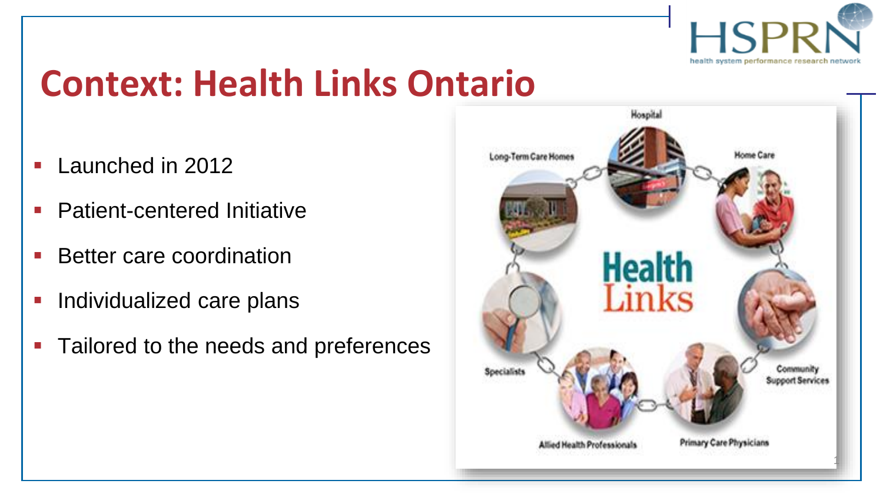# Context: Health Links Ontario

- Launched in 2012
- Patient-centered Initiative
- Better care coordination
- Individualized care plans
- Tailored to the needs and preferences

Hospital

Home Care

Community Support Services

Primary Care Physicians

Allied Health Professionals

Specialists

Long-Term Care Homes

Health Links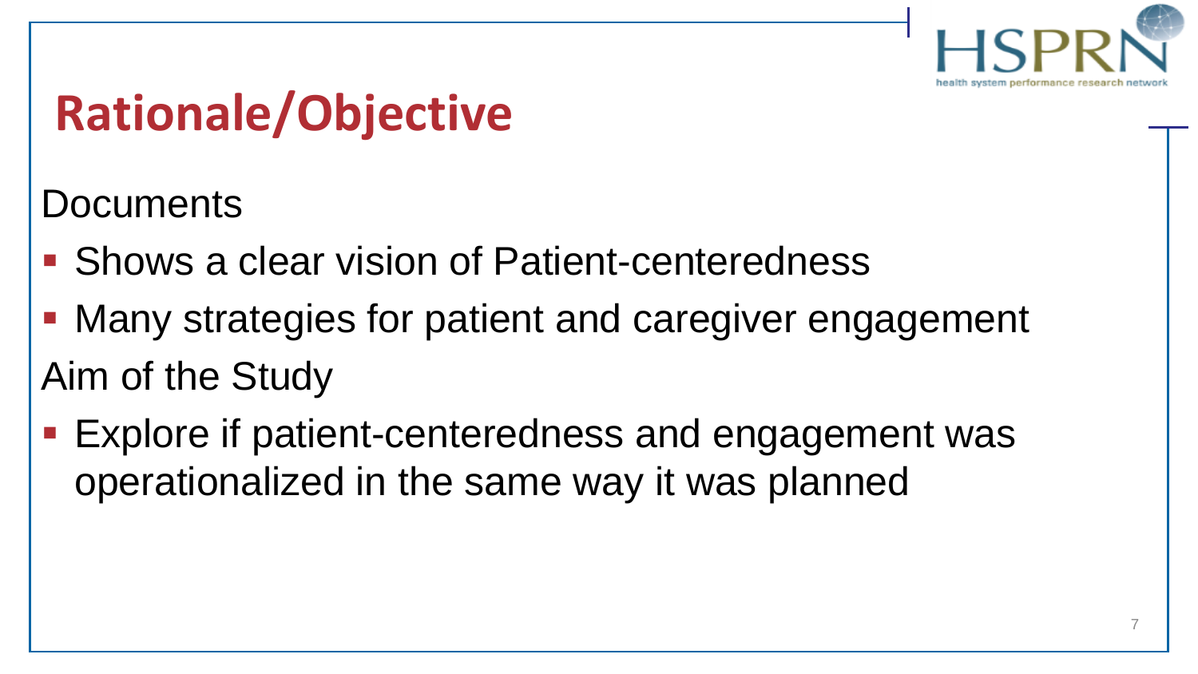# Rationale/Objective

Documents

- Shows a clear vision of Patient-centeredness
- Many strategies for patient and caregiver engagement

Aim of the Study

- Explore if patient-centeredness and engagement was operationalized in the same way it was planned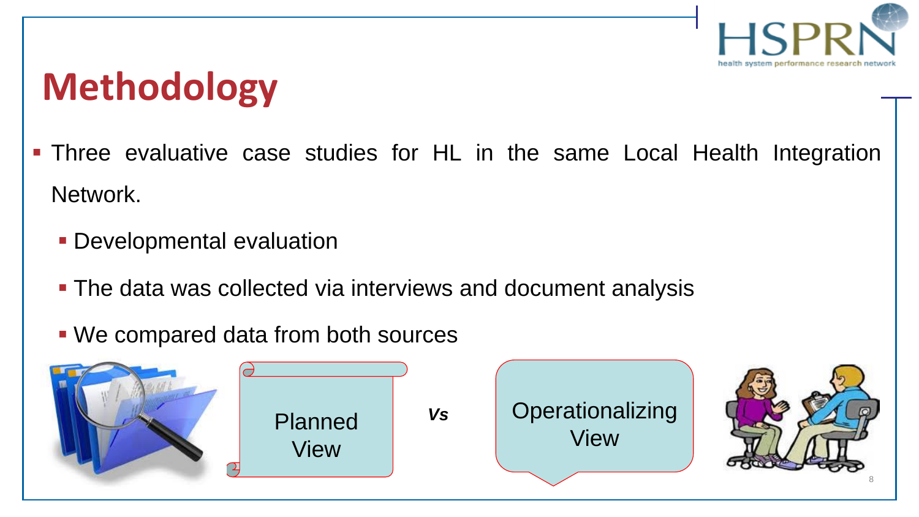# Methodology

- Three evaluative case studies for HL in the same Local Health Integration Network.
  - Developmental evaluation
  - The data was collected via interviews and document analysis
  - We compared data from both sources

Planned View

*Vs*

Operationalizing View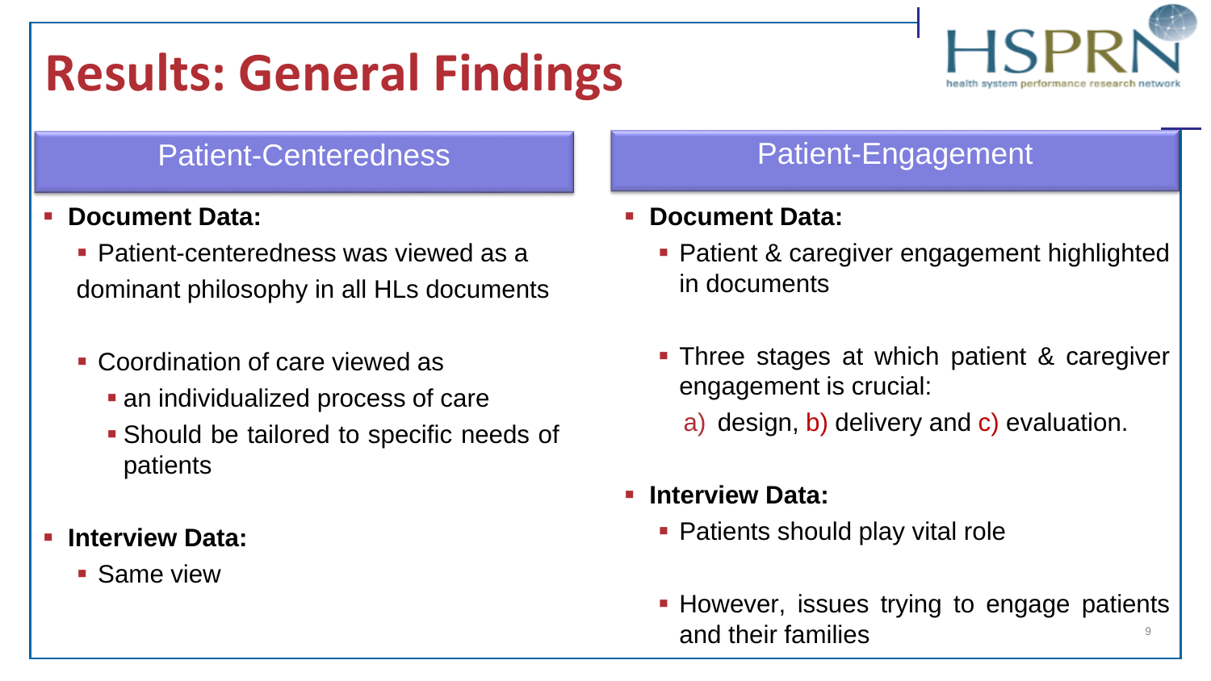# Results: General Findings

## Patient-Centeredness

- **Document Data:**
  - Patient-centeredness was viewed as a dominant philosophy in all HLs documents
  - Coordination of care viewed as
    - an individualized process of care
    - Should be tailored to specific needs of patients
- **Interview Data:**
  - Same view

## Patient-Engagement

- **Document Data:**
  - Patient & caregiver engagement highlighted in documents
  - Three stages at which patient & caregiver engagement is crucial:
    a) design, b) delivery and c) evaluation.
- **Interview Data:**
  - Patients should play vital role
  - However, issues trying to engage patients and their families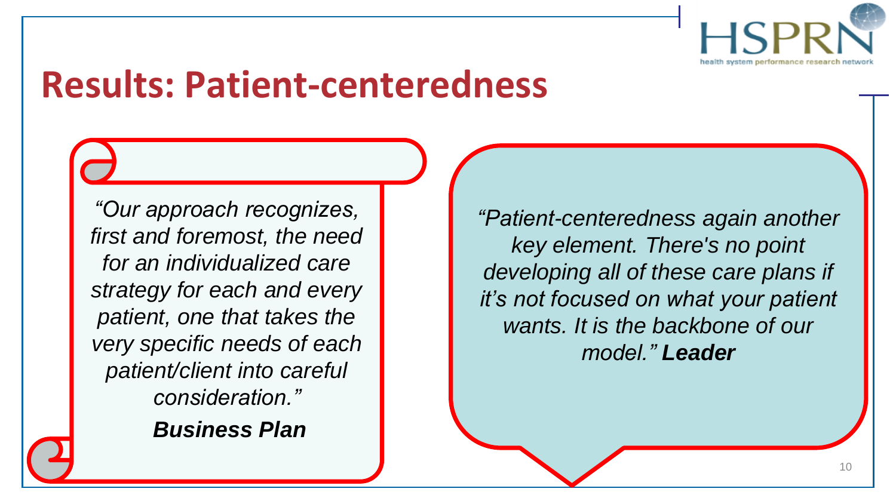# Results: Patient-centeredness

*"Our approach recognizes, first and foremost, the need for an individualized care strategy for each and every patient, one that takes the very specific needs of each patient/client into careful consideration."*

***Business Plan***

*"Patient-centeredness again another key element. There's no point developing all of these care plans if it's not focused on what your patient wants. It is the backbone of our model."* ***Leader***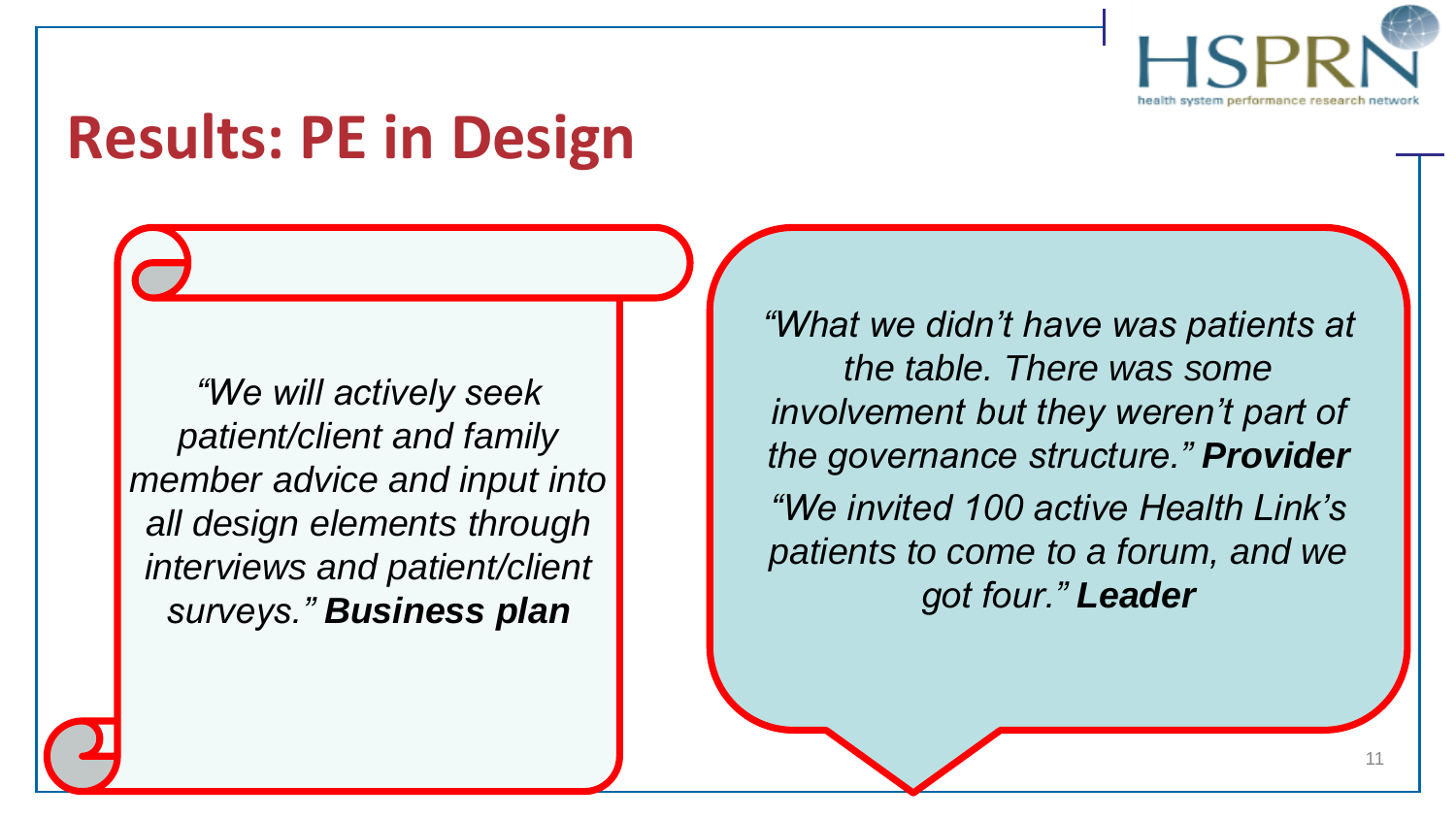# Results: PE in Design

*"We will actively seek patient/client and family member advice and input into all design elements through interviews and patient/client surveys."* ***Business plan***

*"What we didn't have was patients at the table. There was some involvement but they weren't part of the governance structure."* ***Provider***

*"We invited 100 active Health Link's patients to come to a forum, and we got four."* ***Leader***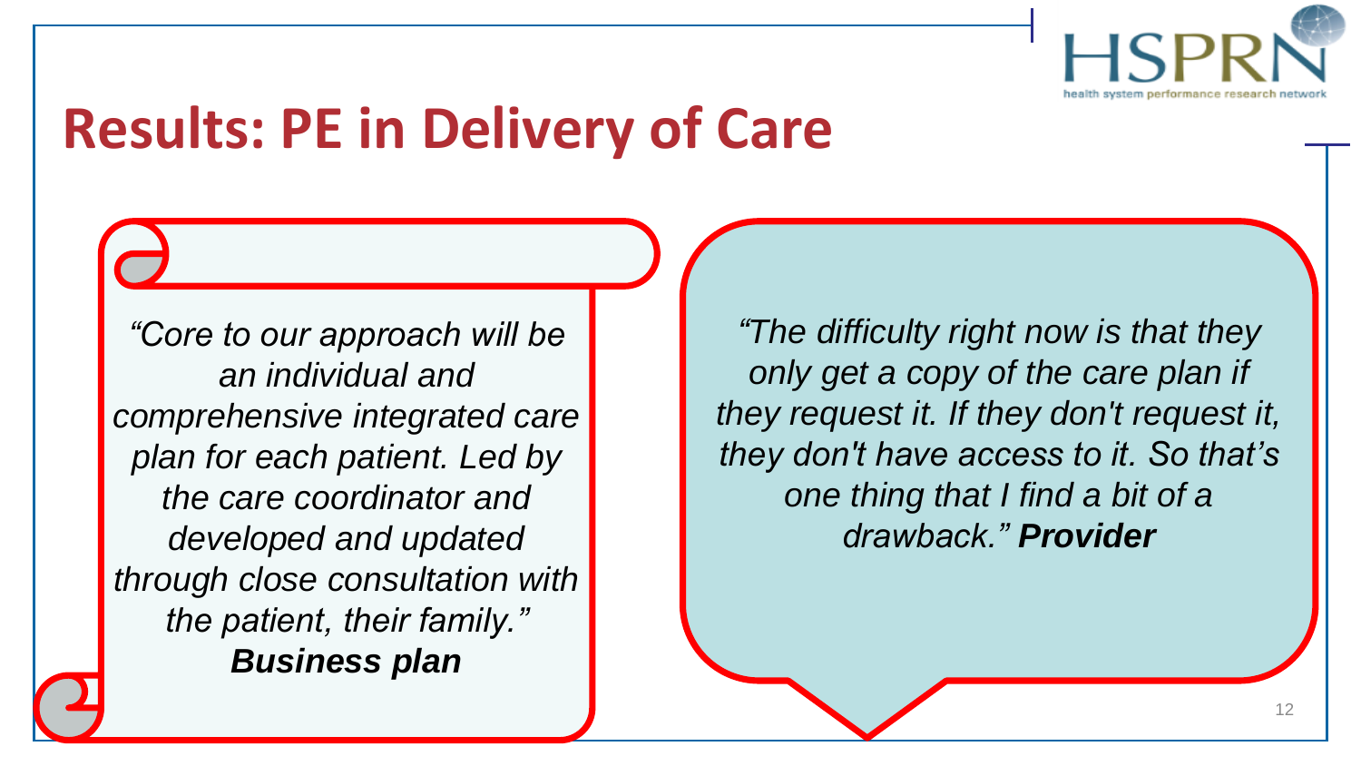# Results: PE in Delivery of Care

*"Core to our approach will be an individual and comprehensive integrated care plan for each patient. Led by the care coordinator and developed and updated through close consultation with the patient, their family."* ***Business plan***

*"The difficulty right now is that they only get a copy of the care plan if they request it. If they don't request it, they don't have access to it. So that's one thing that I find a bit of a drawback."* ***Provider***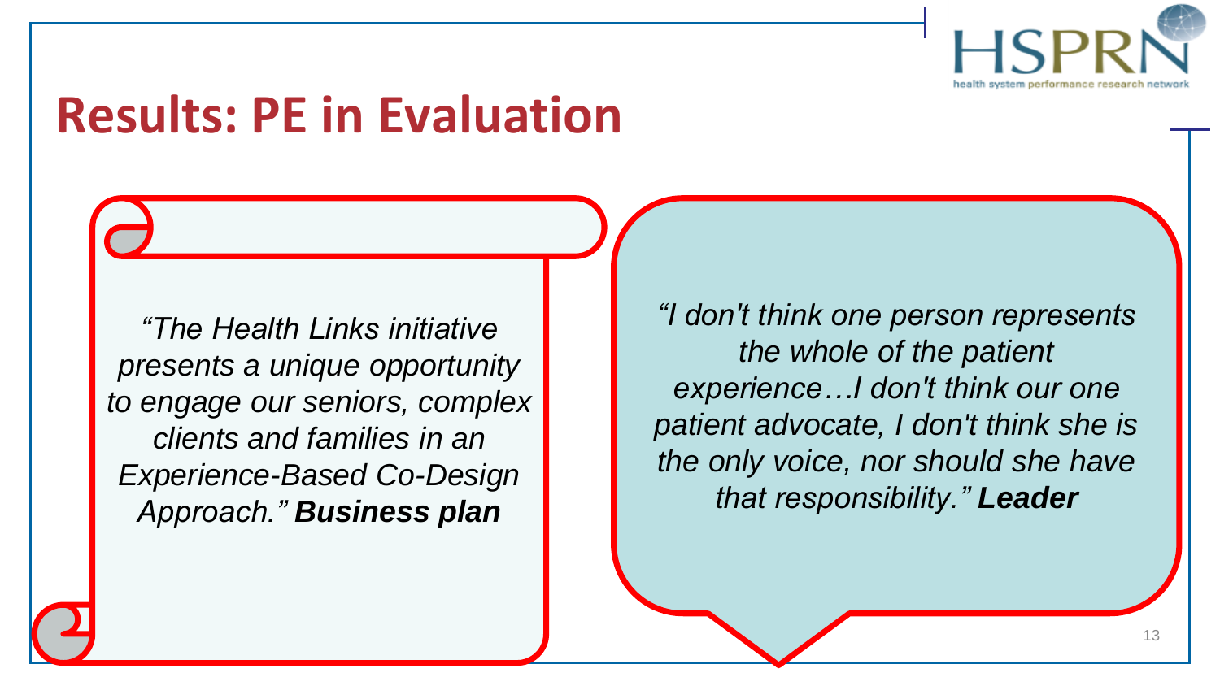# Results: PE in Evaluation

*"The Health Links initiative presents a unique opportunity to engage our seniors, complex clients and families in an Experience-Based Co-Design Approach."* ***Business plan***

*"I don't think one person represents the whole of the patient experience…I don't think our one patient advocate, I don't think she is the only voice, nor should she have that responsibility."* ***Leader***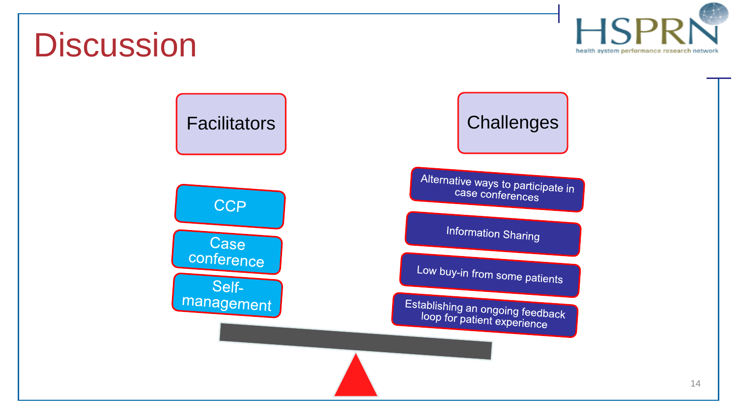# Discussion

## Facilitators

- CCP
- Case conference
- Self-management

## Challenges

- Alternative ways to participate in case conferences
- Information Sharing
- Low buy-in from some patients
- Establishing an ongoing feedback loop for patient experience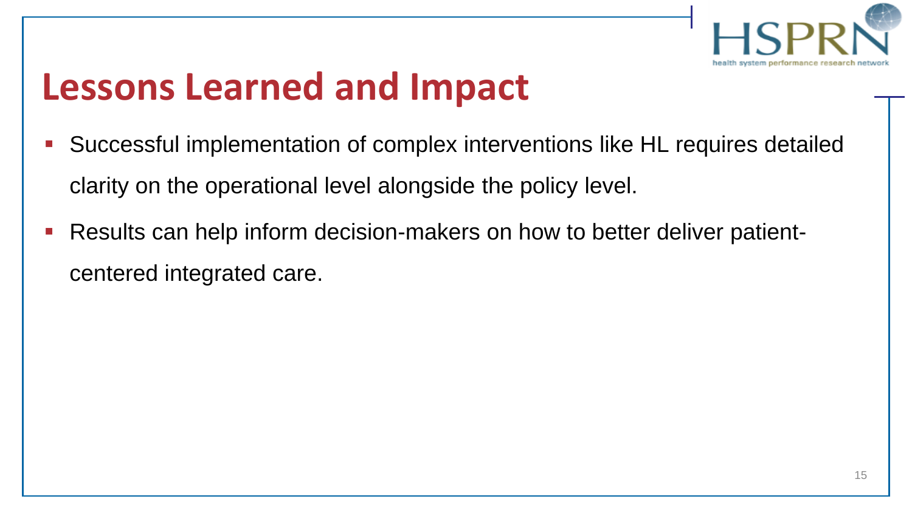# Lessons Learned and Impact

- Successful implementation of complex interventions like HL requires detailed clarity on the operational level alongside the policy level.
- Results can help inform decision-makers on how to better deliver patient-centered integrated care.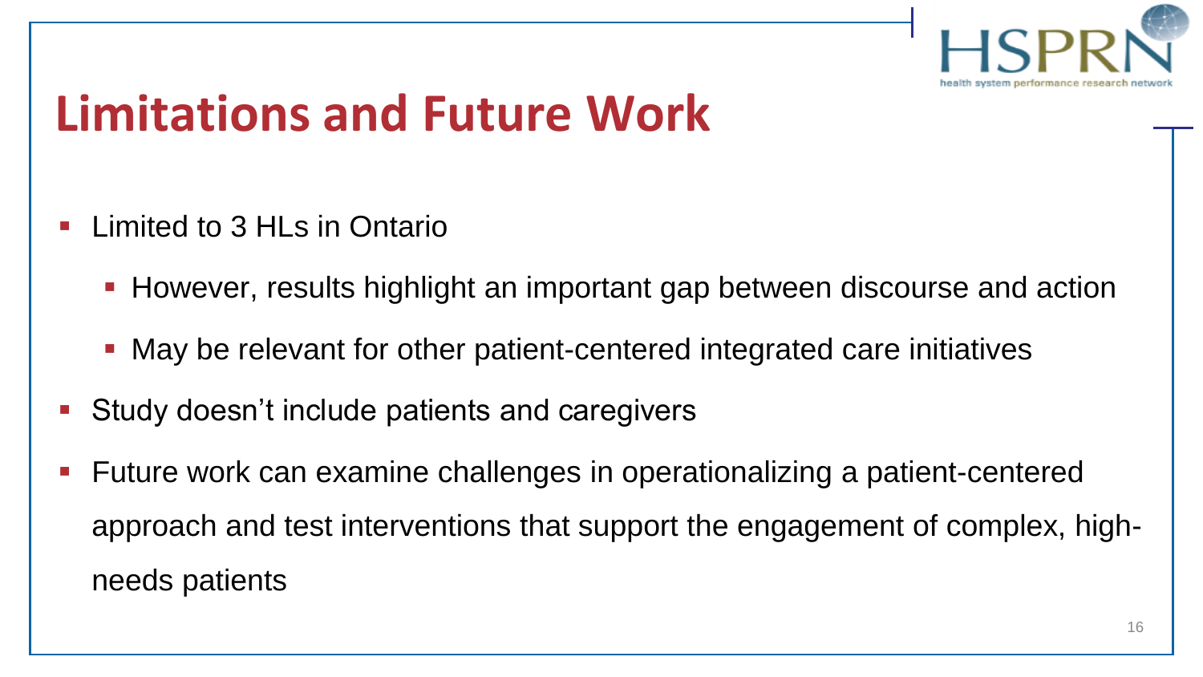# Limitations and Future Work

- Limited to 3 HLs in Ontario
  - However, results highlight an important gap between discourse and action
  - May be relevant for other patient-centered integrated care initiatives
- Study doesn't include patients and caregivers
- Future work can examine challenges in operationalizing a patient-centered approach and test interventions that support the engagement of complex, high-needs patients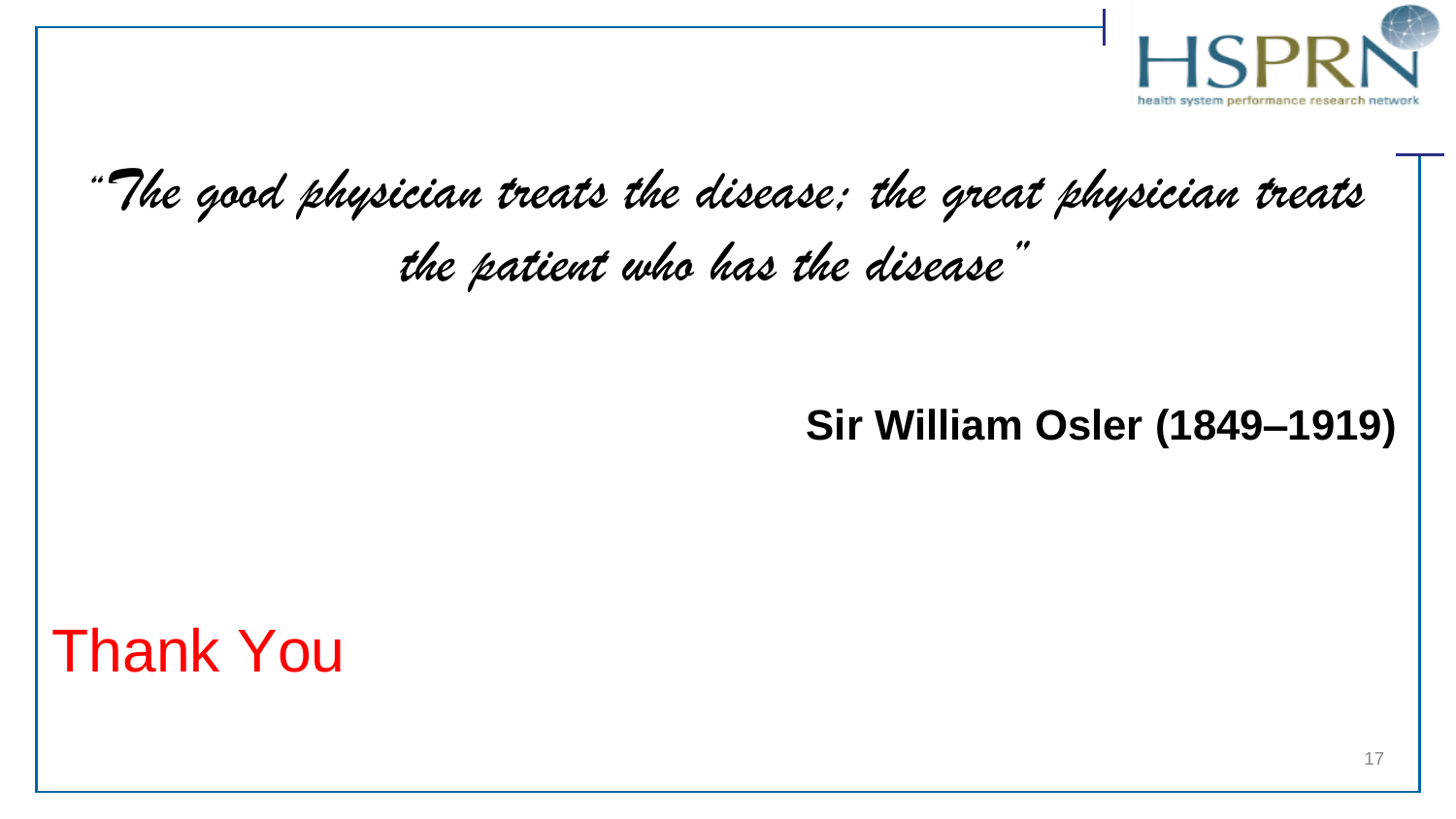*"The good physician treats the disease; the great physician treats the patient who has the disease"*

**Sir William Osler (1849–1919)**

Thank You